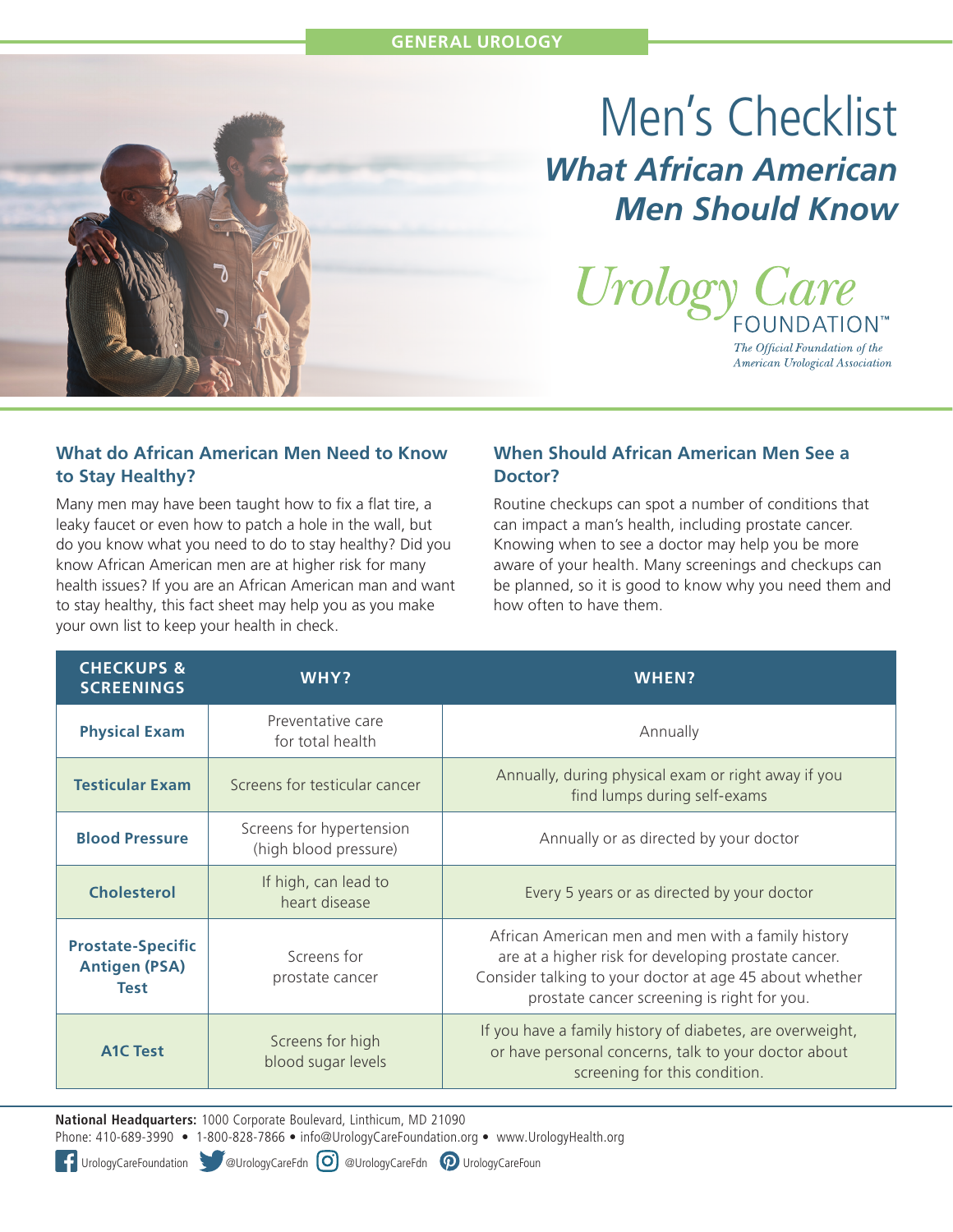GENERAL UROLOGY

# Men's Checklist

## *What African American Men Should Know*

Urology Care FOUNDATION™

*The Official Foundation of the American Urological Association*

### What do African American Men Need to Know to Stay Healthy?

Many men may have been taught how to fix a flat tire, a leaky faucet or even how to patch a hole in the wall, but do you know what you need to do to stay healthy? Did you know African American men are at higher risk for many health issues? If you are an African American man and want to stay healthy, this fact sheet may help you as you make your own list to keep your health in check.

### When Should African American Men See a Doctor?

Routine checkups can spot a number of conditions that can impact a man's health, including prostate cancer. Knowing when to see a doctor may help you be more aware of your health. Many screenings and checkups can be planned, so it is good to know why you need them and how often to have them.

| CHECKUPS & SCREENINGS | WHY? | WHEN? |
|---|---|---|
| **Physical Exam** | Preventative care for total health | Annually |
| **Testicular Exam** | Screens for testicular cancer | Annually, during physical exam or right away if you find lumps during self-exams |
| **Blood Pressure** | Screens for hypertension (high blood pressure) | Annually or as directed by your doctor |
| **Cholesterol** | If high, can lead to heart disease | Every 5 years or as directed by your doctor |
| **Prostate-Specific Antigen (PSA) Test** | Screens for prostate cancer | African American men and men with a family history are at a higher risk for developing prostate cancer. Consider talking to your doctor at age 45 about whether prostate cancer screening is right for you. |
| **A1C Test** | Screens for high blood sugar levels | If you have a family history of diabetes, are overweight, or have personal concerns, talk to your doctor about screening for this condition. |

**National Headquarters:** 1000 Corporate Boulevard, Linthicum, MD 21090
Phone: 410-689-3990 • 1-800-828-7866 • info@UrologyCareFoundation.org • www.UrologyHealth.org

UrologyCareFoundation @UrologyCareFdn @UrologyCareFdn UrologyCareFoun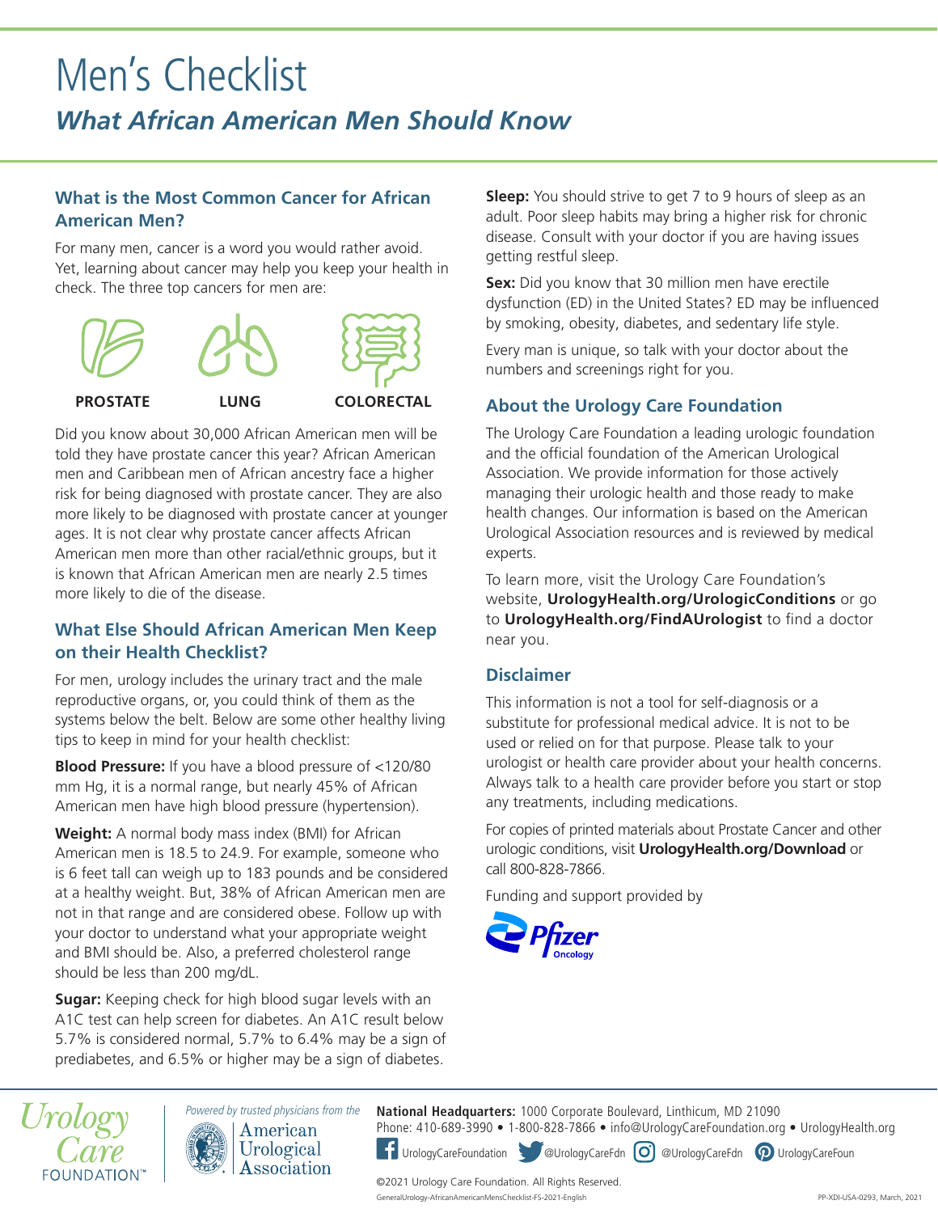# Men's Checklist

## *What African American Men Should Know*

### What is the Most Common Cancer for African American Men?

For many men, cancer is a word you would rather avoid. Yet, learning about cancer may help you keep your health in check. The three top cancers for men are:

**PROSTATE** **LUNG** **COLORECTAL**

Did you know about 30,000 African American men will be told they have prostate cancer this year? African American men and Caribbean men of African ancestry face a higher risk for being diagnosed with prostate cancer. They are also more likely to be diagnosed with prostate cancer at younger ages. It is not clear why prostate cancer affects African American men more than other racial/ethnic groups, but it is known that African American men are nearly 2.5 times more likely to die of the disease.

### What Else Should African American Men Keep on their Health Checklist?

For men, urology includes the urinary tract and the male reproductive organs, or, you could think of them as the systems below the belt. Below are some other healthy living tips to keep in mind for your health checklist:

**Blood Pressure:** If you have a blood pressure of <120/80 mm Hg, it is a normal range, but nearly 45% of African American men have high blood pressure (hypertension).

**Weight:** A normal body mass index (BMI) for African American men is 18.5 to 24.9. For example, someone who is 6 feet tall can weigh up to 183 pounds and be considered at a healthy weight. But, 38% of African American men are not in that range and are considered obese. Follow up with your doctor to understand what your appropriate weight and BMI should be. Also, a preferred cholesterol range should be less than 200 mg/dL.

**Sugar:** Keeping check for high blood sugar levels with an A1C test can help screen for diabetes. An A1C result below 5.7% is considered normal, 5.7% to 6.4% may be a sign of prediabetes, and 6.5% or higher may be a sign of diabetes.

**Sleep:** You should strive to get 7 to 9 hours of sleep as an adult. Poor sleep habits may bring a higher risk for chronic disease. Consult with your doctor if you are having issues getting restful sleep.

**Sex:** Did you know that 30 million men have erectile dysfunction (ED) in the United States? ED may be influenced by smoking, obesity, diabetes, and sedentary life style.

Every man is unique, so talk with your doctor about the numbers and screenings right for you.

### About the Urology Care Foundation

The Urology Care Foundation a leading urologic foundation and the official foundation of the American Urological Association. We provide information for those actively managing their urologic health and those ready to make health changes. Our information is based on the American Urological Association resources and is reviewed by medical experts.

To learn more, visit the Urology Care Foundation's website, **UrologyHealth.org/UrologicConditions** or go to **UrologyHealth.org/FindAUrologist** to find a doctor near you.

### Disclaimer

This information is not a tool for self-diagnosis or a substitute for professional medical advice. It is not to be used or relied on for that purpose. Please talk to your urologist or health care provider about your health concerns. Always talk to a health care provider before you start or stop any treatments, including medications.

For copies of printed materials about Prostate Cancer and other urologic conditions, visit **UrologyHealth.org/Download** or call 800-828-7866.

Funding and support provided by

Pfizer Oncology

Urology Care FOUNDATION™

*Powered by trusted physicians from the* American Urological Association

**National Headquarters:** 1000 Corporate Boulevard, Linthicum, MD 21090
Phone: 410-689-3990 • 1-800-828-7866 • info@UrologyCareFoundation.org • UrologyHealth.org

UrologyCareFoundation @UrologyCareFdn @UrologyCareFdn UrologyCareFoun

©2021 Urology Care Foundation. All Rights Reserved.
GeneralUrology-AfricanAmericanMensChecklist-FS-2021-English PP-XDI-USA-0293, March, 2021